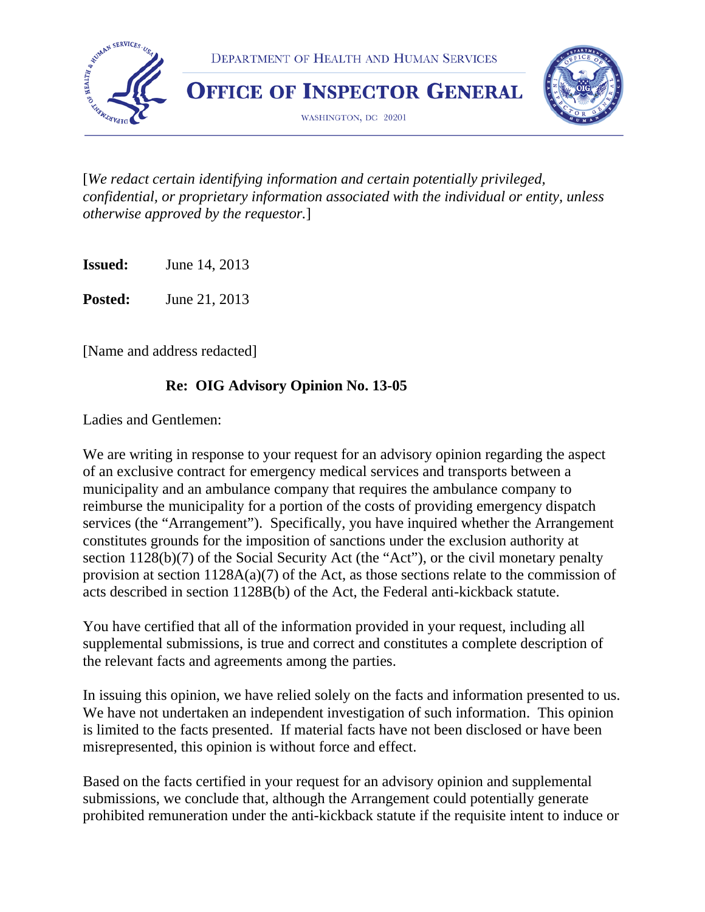DEPARTMENT OF HEALTH AND HUMAN SERVICES

# OFFICE OF INSPECTOR GENERAL

WASHINGTON, DC 20201

[*We redact certain identifying information and certain potentially privileged, confidential, or proprietary information associated with the individual or entity, unless otherwise approved by the requestor.*]

**Issued:** June 14, 2013

**Posted:** June 21, 2013

[Name and address redacted]

**Re: OIG Advisory Opinion No. 13-05**

Ladies and Gentlemen:

We are writing in response to your request for an advisory opinion regarding the aspect of an exclusive contract for emergency medical services and transports between a municipality and an ambulance company that requires the ambulance company to reimburse the municipality for a portion of the costs of providing emergency dispatch services (the "Arrangement"). Specifically, you have inquired whether the Arrangement constitutes grounds for the imposition of sanctions under the exclusion authority at section 1128(b)(7) of the Social Security Act (the "Act"), or the civil monetary penalty provision at section 1128A(a)(7) of the Act, as those sections relate to the commission of acts described in section 1128B(b) of the Act, the Federal anti-kickback statute.

You have certified that all of the information provided in your request, including all supplemental submissions, is true and correct and constitutes a complete description of the relevant facts and agreements among the parties.

In issuing this opinion, we have relied solely on the facts and information presented to us. We have not undertaken an independent investigation of such information. This opinion is limited to the facts presented. If material facts have not been disclosed or have been misrepresented, this opinion is without force and effect.

Based on the facts certified in your request for an advisory opinion and supplemental submissions, we conclude that, although the Arrangement could potentially generate prohibited remuneration under the anti-kickback statute if the requisite intent to induce or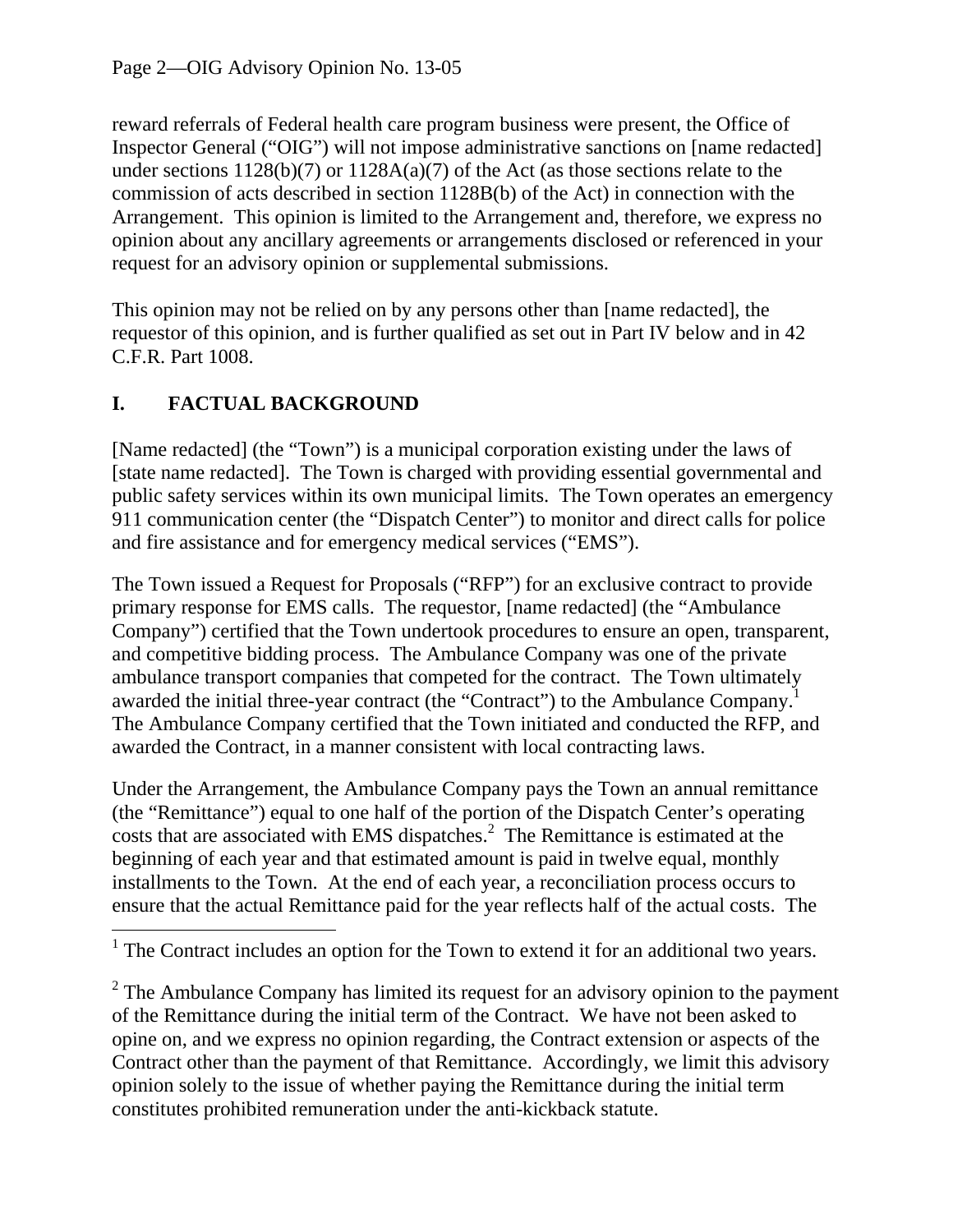reward referrals of Federal health care program business were present, the Office of Inspector General ("OIG") will not impose administrative sanctions on [name redacted] under sections 1128(b)(7) or 1128A(a)(7) of the Act (as those sections relate to the commission of acts described in section 1128B(b) of the Act) in connection with the Arrangement. This opinion is limited to the Arrangement and, therefore, we express no opinion about any ancillary agreements or arrangements disclosed or referenced in your request for an advisory opinion or supplemental submissions.

This opinion may not be relied on by any persons other than [name redacted], the requestor of this opinion, and is further qualified as set out in Part IV below and in 42 C.F.R. Part 1008.

## I. FACTUAL BACKGROUND

[Name redacted] (the "Town") is a municipal corporation existing under the laws of [state name redacted]. The Town is charged with providing essential governmental and public safety services within its own municipal limits. The Town operates an emergency 911 communication center (the "Dispatch Center") to monitor and direct calls for police and fire assistance and for emergency medical services ("EMS").

The Town issued a Request for Proposals ("RFP") for an exclusive contract to provide primary response for EMS calls. The requestor, [name redacted] (the "Ambulance Company") certified that the Town undertook procedures to ensure an open, transparent, and competitive bidding process. The Ambulance Company was one of the private ambulance transport companies that competed for the contract. The Town ultimately awarded the initial three-year contract (the "Contract") to the Ambulance Company.[1] The Ambulance Company certified that the Town initiated and conducted the RFP, and awarded the Contract, in a manner consistent with local contracting laws.

Under the Arrangement, the Ambulance Company pays the Town an annual remittance (the "Remittance") equal to one half of the portion of the Dispatch Center's operating costs that are associated with EMS dispatches.[2] The Remittance is estimated at the beginning of each year and that estimated amount is paid in twelve equal, monthly installments to the Town. At the end of each year, a reconciliation process occurs to ensure that the actual Remittance paid for the year reflects half of the actual costs. The

---

[1] The Contract includes an option for the Town to extend it for an additional two years.

[2] The Ambulance Company has limited its request for an advisory opinion to the payment of the Remittance during the initial term of the Contract. We have not been asked to opine on, and we express no opinion regarding, the Contract extension or aspects of the Contract other than the payment of that Remittance. Accordingly, we limit this advisory opinion solely to the issue of whether paying the Remittance during the initial term constitutes prohibited remuneration under the anti-kickback statute.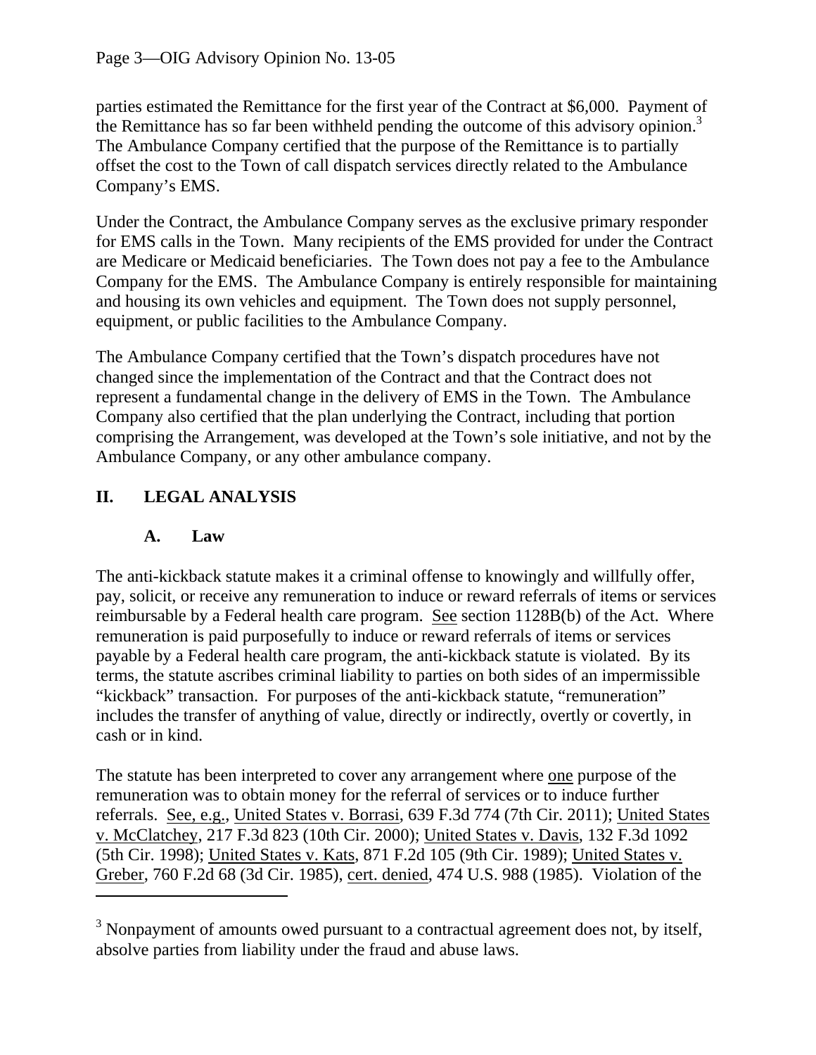parties estimated the Remittance for the first year of the Contract at $6,000. Payment of the Remittance has so far been withheld pending the outcome of this advisory opinion.[3] The Ambulance Company certified that the purpose of the Remittance is to partially offset the cost to the Town of call dispatch services directly related to the Ambulance Company's EMS.

Under the Contract, the Ambulance Company serves as the exclusive primary responder for EMS calls in the Town. Many recipients of the EMS provided for under the Contract are Medicare or Medicaid beneficiaries. The Town does not pay a fee to the Ambulance Company for the EMS. The Ambulance Company is entirely responsible for maintaining and housing its own vehicles and equipment. The Town does not supply personnel, equipment, or public facilities to the Ambulance Company.

The Ambulance Company certified that the Town's dispatch procedures have not changed since the implementation of the Contract and that the Contract does not represent a fundamental change in the delivery of EMS in the Town. The Ambulance Company also certified that the plan underlying the Contract, including that portion comprising the Arrangement, was developed at the Town's sole initiative, and not by the Ambulance Company, or any other ambulance company.

## II. LEGAL ANALYSIS

### A. Law

The anti-kickback statute makes it a criminal offense to knowingly and willfully offer, pay, solicit, or receive any remuneration to induce or reward referrals of items or services reimbursable by a Federal health care program. See section 1128B(b) of the Act. Where remuneration is paid purposefully to induce or reward referrals of items or services payable by a Federal health care program, the anti-kickback statute is violated. By its terms, the statute ascribes criminal liability to parties on both sides of an impermissible "kickback" transaction. For purposes of the anti-kickback statute, "remuneration" includes the transfer of anything of value, directly or indirectly, overtly or covertly, in cash or in kind.

The statute has been interpreted to cover any arrangement where one purpose of the remuneration was to obtain money for the referral of services or to induce further referrals. See, e.g., United States v. Borrasi, 639 F.3d 774 (7th Cir. 2011); United States v. McClatchey, 217 F.3d 823 (10th Cir. 2000); United States v. Davis, 132 F.3d 1092 (5th Cir. 1998); United States v. Kats, 871 F.2d 105 (9th Cir. 1989); United States v. Greber, 760 F.2d 68 (3d Cir. 1985), cert. denied, 474 U.S. 988 (1985). Violation of the

[3] Nonpayment of amounts owed pursuant to a contractual agreement does not, by itself, absolve parties from liability under the fraud and abuse laws.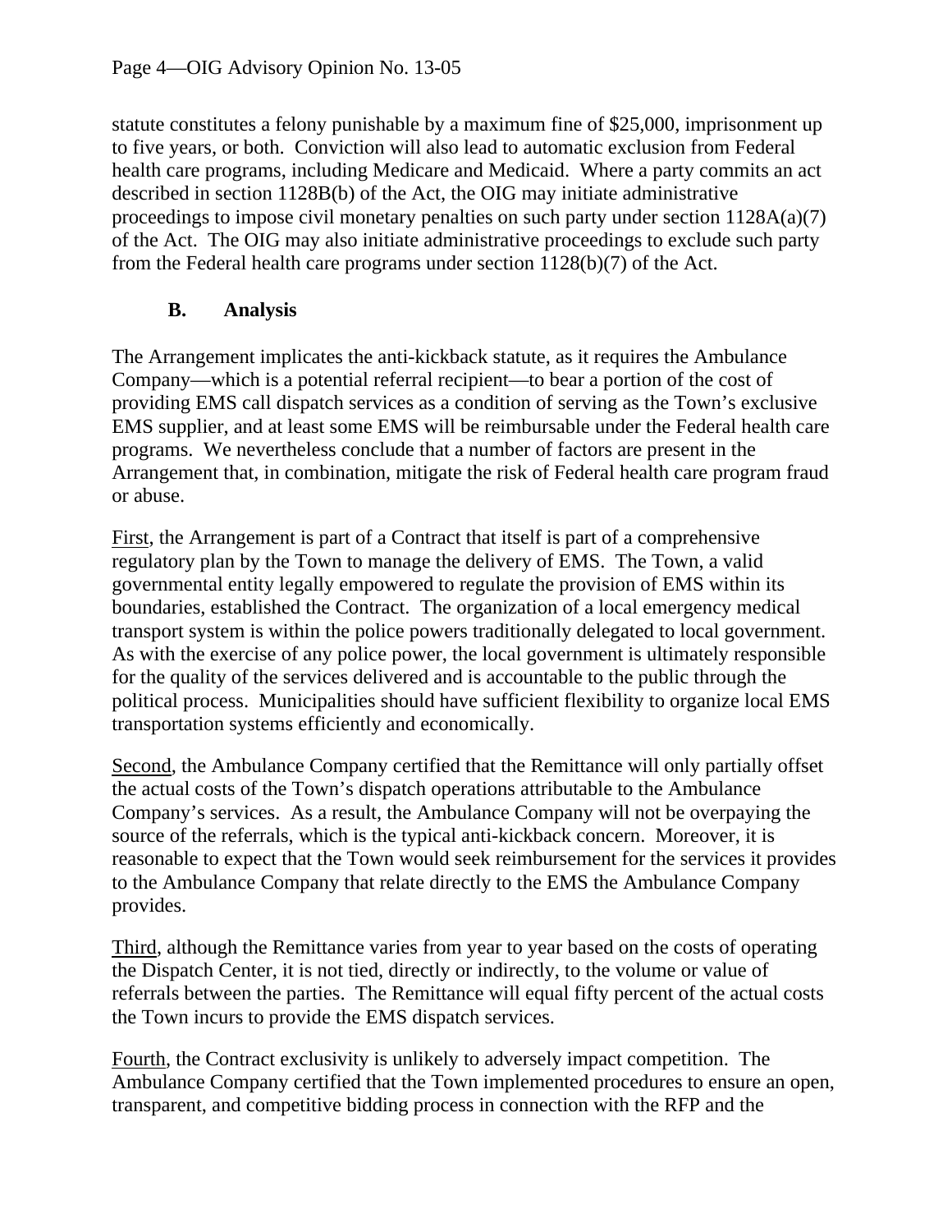statute constitutes a felony punishable by a maximum fine of $25,000, imprisonment up to five years, or both. Conviction will also lead to automatic exclusion from Federal health care programs, including Medicare and Medicaid. Where a party commits an act described in section 1128B(b) of the Act, the OIG may initiate administrative proceedings to impose civil monetary penalties on such party under section 1128A(a)(7) of the Act. The OIG may also initiate administrative proceedings to exclude such party from the Federal health care programs under section 1128(b)(7) of the Act.

### B. Analysis

The Arrangement implicates the anti-kickback statute, as it requires the Ambulance Company—which is a potential referral recipient—to bear a portion of the cost of providing EMS call dispatch services as a condition of serving as the Town's exclusive EMS supplier, and at least some EMS will be reimbursable under the Federal health care programs. We nevertheless conclude that a number of factors are present in the Arrangement that, in combination, mitigate the risk of Federal health care program fraud or abuse.

First, the Arrangement is part of a Contract that itself is part of a comprehensive regulatory plan by the Town to manage the delivery of EMS. The Town, a valid governmental entity legally empowered to regulate the provision of EMS within its boundaries, established the Contract. The organization of a local emergency medical transport system is within the police powers traditionally delegated to local government. As with the exercise of any police power, the local government is ultimately responsible for the quality of the services delivered and is accountable to the public through the political process. Municipalities should have sufficient flexibility to organize local EMS transportation systems efficiently and economically.

Second, the Ambulance Company certified that the Remittance will only partially offset the actual costs of the Town's dispatch operations attributable to the Ambulance Company's services. As a result, the Ambulance Company will not be overpaying the source of the referrals, which is the typical anti-kickback concern. Moreover, it is reasonable to expect that the Town would seek reimbursement for the services it provides to the Ambulance Company that relate directly to the EMS the Ambulance Company provides.

Third, although the Remittance varies from year to year based on the costs of operating the Dispatch Center, it is not tied, directly or indirectly, to the volume or value of referrals between the parties. The Remittance will equal fifty percent of the actual costs the Town incurs to provide the EMS dispatch services.

Fourth, the Contract exclusivity is unlikely to adversely impact competition. The Ambulance Company certified that the Town implemented procedures to ensure an open, transparent, and competitive bidding process in connection with the RFP and the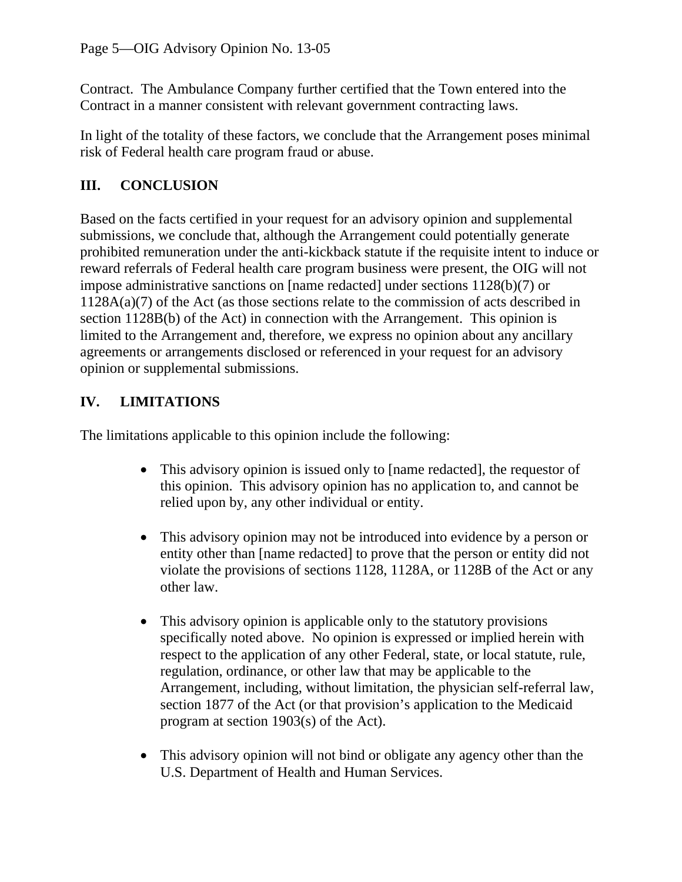Contract. The Ambulance Company further certified that the Town entered into the Contract in a manner consistent with relevant government contracting laws.

In light of the totality of these factors, we conclude that the Arrangement poses minimal risk of Federal health care program fraud or abuse.

## III. CONCLUSION

Based on the facts certified in your request for an advisory opinion and supplemental submissions, we conclude that, although the Arrangement could potentially generate prohibited remuneration under the anti-kickback statute if the requisite intent to induce or reward referrals of Federal health care program business were present, the OIG will not impose administrative sanctions on [name redacted] under sections 1128(b)(7) or 1128A(a)(7) of the Act (as those sections relate to the commission of acts described in section 1128B(b) of the Act) in connection with the Arrangement. This opinion is limited to the Arrangement and, therefore, we express no opinion about any ancillary agreements or arrangements disclosed or referenced in your request for an advisory opinion or supplemental submissions.

## IV. LIMITATIONS

The limitations applicable to this opinion include the following:

- This advisory opinion is issued only to [name redacted], the requestor of this opinion. This advisory opinion has no application to, and cannot be relied upon by, any other individual or entity.

- This advisory opinion may not be introduced into evidence by a person or entity other than [name redacted] to prove that the person or entity did not violate the provisions of sections 1128, 1128A, or 1128B of the Act or any other law.

- This advisory opinion is applicable only to the statutory provisions specifically noted above. No opinion is expressed or implied herein with respect to the application of any other Federal, state, or local statute, rule, regulation, ordinance, or other law that may be applicable to the Arrangement, including, without limitation, the physician self-referral law, section 1877 of the Act (or that provision's application to the Medicaid program at section 1903(s) of the Act).

- This advisory opinion will not bind or obligate any agency other than the U.S. Department of Health and Human Services.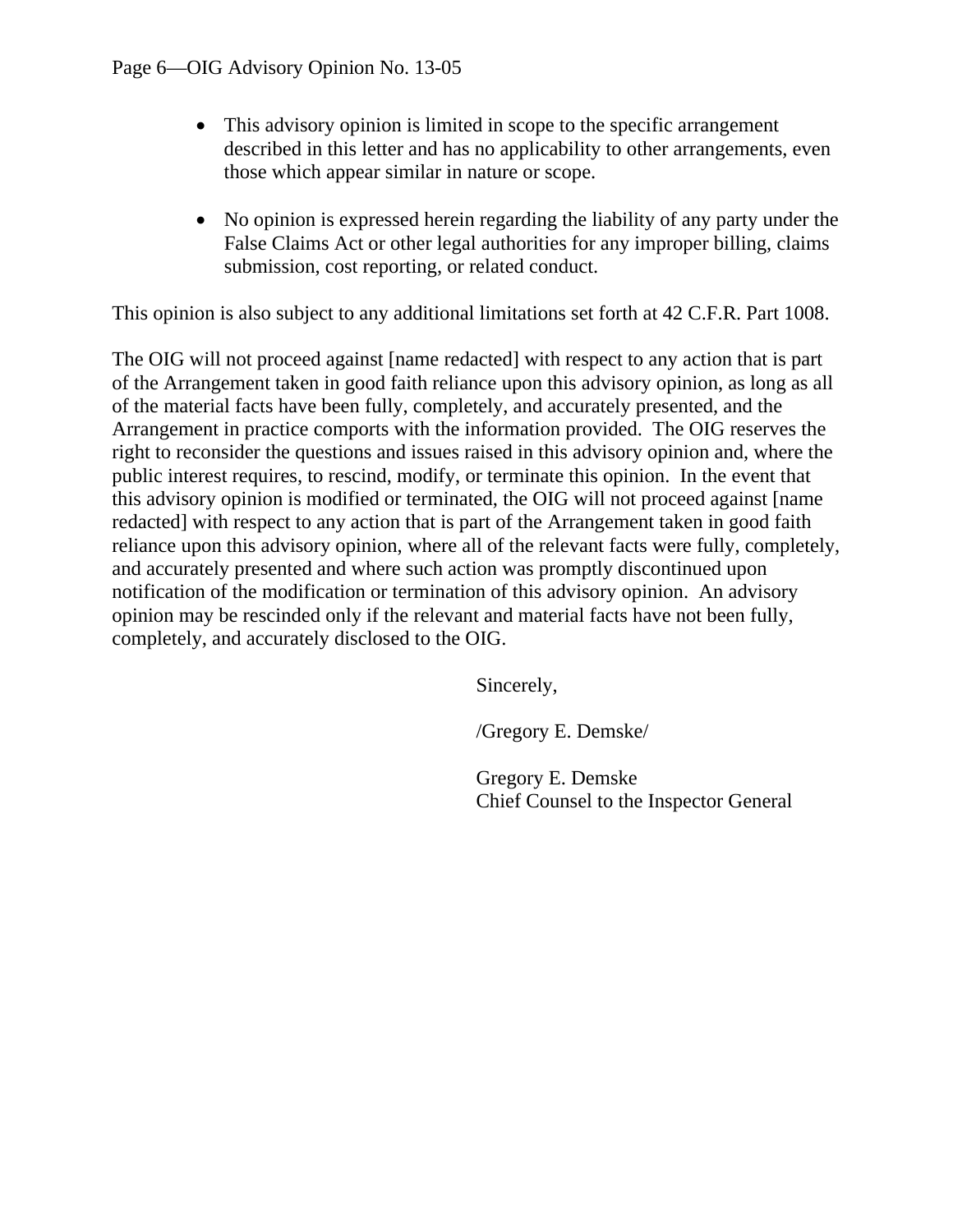- This advisory opinion is limited in scope to the specific arrangement described in this letter and has no applicability to other arrangements, even those which appear similar in nature or scope.

- No opinion is expressed herein regarding the liability of any party under the False Claims Act or other legal authorities for any improper billing, claims submission, cost reporting, or related conduct.

This opinion is also subject to any additional limitations set forth at 42 C.F.R. Part 1008.

The OIG will not proceed against [name redacted] with respect to any action that is part of the Arrangement taken in good faith reliance upon this advisory opinion, as long as all of the material facts have been fully, completely, and accurately presented, and the Arrangement in practice comports with the information provided. The OIG reserves the right to reconsider the questions and issues raised in this advisory opinion and, where the public interest requires, to rescind, modify, or terminate this opinion. In the event that this advisory opinion is modified or terminated, the OIG will not proceed against [name redacted] with respect to any action that is part of the Arrangement taken in good faith reliance upon this advisory opinion, where all of the relevant facts were fully, completely, and accurately presented and where such action was promptly discontinued upon notification of the modification or termination of this advisory opinion. An advisory opinion may be rescinded only if the relevant and material facts have not been fully, completely, and accurately disclosed to the OIG.

Sincerely,

/Gregory E. Demske/

Gregory E. Demske
Chief Counsel to the Inspector General